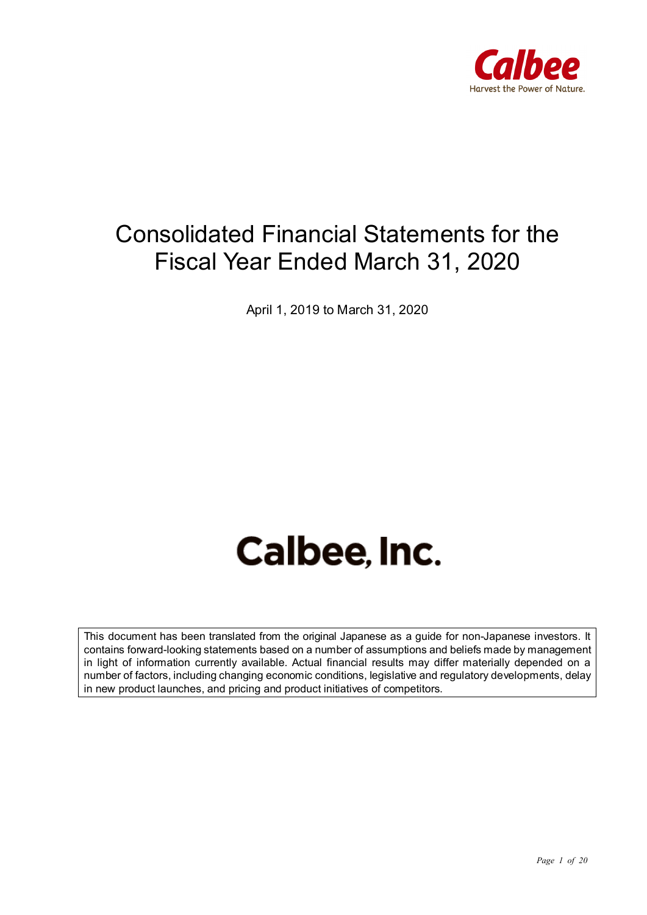Calbee

Harvest the Power of Nature.

# Consolidated Financial Statements for the Fiscal Year Ended March 31, 2020

April 1, 2019 to March 31, 2020

# Calbee, Inc.

This document has been translated from the original Japanese as a guide for non-Japanese investors. It contains forward-looking statements based on a number of assumptions and beliefs made by management in light of information currently available. Actual financial results may differ materially depended on a number of factors, including changing economic conditions, legislative and regulatory developments, delay in new product launches, and pricing and product initiatives of competitors.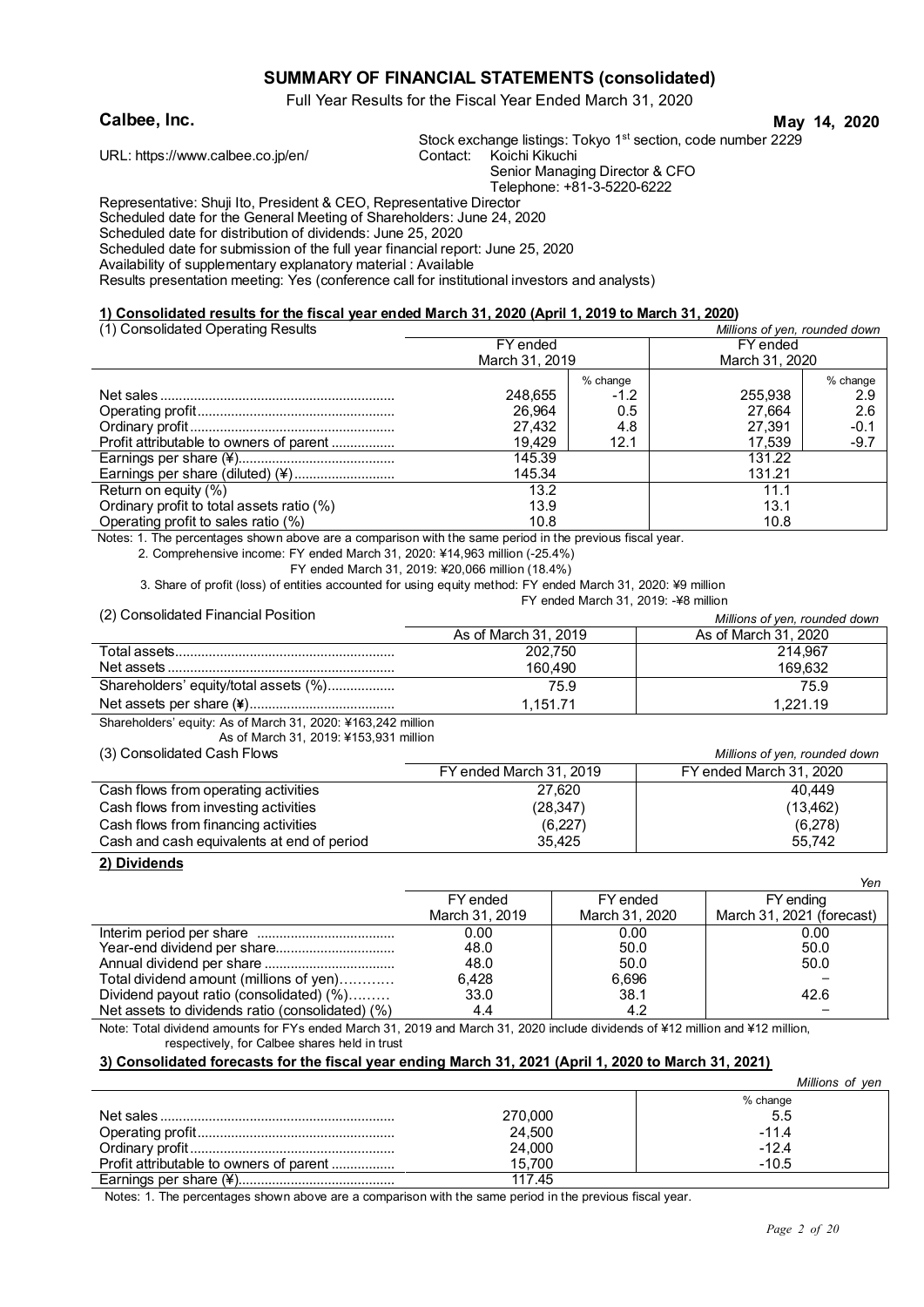# SUMMARY OF FINANCIAL STATEMENTS (consolidated)

Full Year Results for the Fiscal Year Ended March 31, 2020

**Calbee, Inc.** **May 14, 2020**

URL: https://www.calbee.co.jp/en/

Stock exchange listings: Tokyo 1st section, code number 2229
Contact: Koichi Kikuchi
Senior Managing Director & CFO
Telephone: +81-3-5220-6222

Representative: Shuji Ito, President & CEO, Representative Director
Scheduled date for the General Meeting of Shareholders: June 24, 2020
Scheduled date for distribution of dividends: June 25, 2020
Scheduled date for submission of the full year financial report: June 25, 2020
Availability of supplementary explanatory material : Available
Results presentation meeting: Yes (conference call for institutional investors and analysts)

## 1) Consolidated results for the fiscal year ended March 31, 2020 (April 1, 2019 to March 31, 2020)

(1) Consolidated Operating Results *Millions of yen, rounded down*

| | FY ended March 31, 2019 | % change | FY ended March 31, 2020 | % change |
|---|---|---|---|---|
| Net sales | 248,655 | -1.2 | 255,938 | 2.9 |
| Operating profit | 26,964 | 0.5 | 27,664 | 2.6 |
| Ordinary profit | 27,432 | 4.8 | 27,391 | -0.1 |
| Profit attributable to owners of parent | 19,429 | 12.1 | 17,539 | -9.7 |
| Earnings per share (¥) | 145.39 | | 131.22 | |
| Earnings per share (diluted) (¥) | 145.34 | | 131.21 | |
| Return on equity (%) | 13.2 | | 11.1 | |
| Ordinary profit to total assets ratio (%) | 13.9 | | 13.1 | |
| Operating profit to sales ratio (%) | 10.8 | | 10.8 | |

Notes: 1. The percentages shown above are a comparison with the same period in the previous fiscal year.
2. Comprehensive income: FY ended March 31, 2020: ¥14,963 million (-25.4%)
FY ended March 31, 2019: ¥20,066 million (18.4%)
3. Share of profit (loss) of entities accounted for using equity method: FY ended March 31, 2020: ¥9 million
FY ended March 31, 2019: -¥8 million

(2) Consolidated Financial Position *Millions of yen, rounded down*

| | As of March 31, 2019 | As of March 31, 2020 |
|---|---|---|
| Total assets | 202,750 | 214,967 |
| Net assets | 160,490 | 169,632 |
| Shareholders' equity/total assets (%) | 75.9 | 75.9 |
| Net assets per share (¥) | 1,151.71 | 1,221.19 |

Shareholders' equity: As of March 31, 2020: ¥163,242 million
As of March 31, 2019: ¥153,931 million

(3) Consolidated Cash Flows *Millions of yen, rounded down*

| | FY ended March 31, 2019 | FY ended March 31, 2020 |
|---|---|---|
| Cash flows from operating activities | 27,620 | 40,449 |
| Cash flows from investing activities | (28,347) | (13,462) |
| Cash flows from financing activities | (6,227) | (6,278) |
| Cash and cash equivalents at end of period | 35,425 | 55,742 |

## 2) Dividends

*Yen*

| | FY ended March 31, 2019 | FY ended March 31, 2020 | FY ending March 31, 2021 (forecast) |
|---|---|---|---|
| Interim period per share | 0.00 | 0.00 | 0.00 |
| Year-end dividend per share | 48.0 | 50.0 | 50.0 |
| Annual dividend per share | 48.0 | 50.0 | 50.0 |
| Total dividend amount (millions of yen) | 6,428 | 6,696 | – |
| Dividend payout ratio (consolidated) (%) | 33.0 | 38.1 | 42.6 |
| Net assets to dividends ratio (consolidated) (%) | 4.4 | 4.2 | – |

Note: Total dividend amounts for FYs ended March 31, 2019 and March 31, 2020 include dividends of ¥12 million and ¥12 million, respectively, for Calbee shares held in trust

## 3) Consolidated forecasts for the fiscal year ending March 31, 2021 (April 1, 2020 to March 31, 2021)

*Millions of yen*

| | | % change |
|---|---|---|
| Net sales | 270,000 | 5.5 |
| Operating profit | 24,500 | -11.4 |
| Ordinary profit | 24,000 | -12.4 |
| Profit attributable to owners of parent | 15,700 | -10.5 |
| Earnings per share (¥) | 117.45 | |

Notes: 1. The percentages shown above are a comparison with the same period in the previous fiscal year.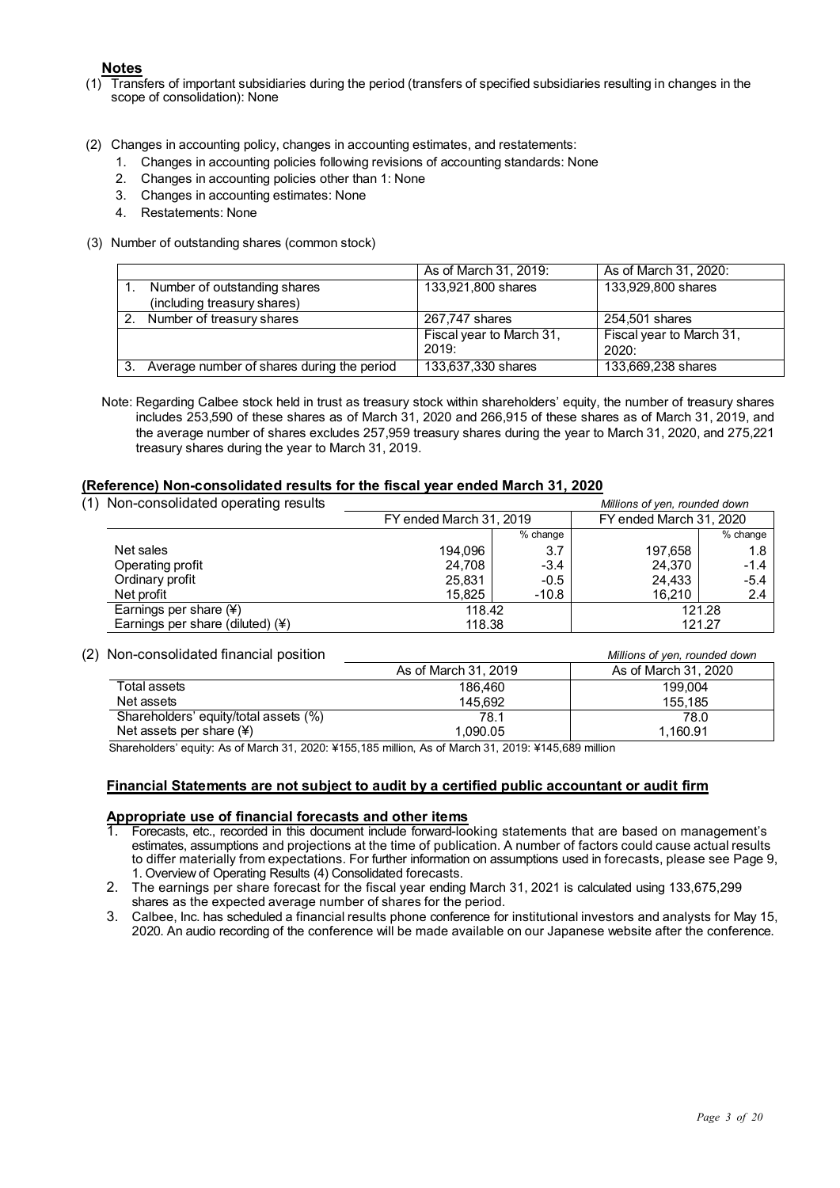## Notes

(1) Transfers of important subsidiaries during the period (transfers of specified subsidiaries resulting in changes in the scope of consolidation): None

(2) Changes in accounting policy, changes in accounting estimates, and restatements:
1. Changes in accounting policies following revisions of accounting standards: None
2. Changes in accounting policies other than 1: None
3. Changes in accounting estimates: None
4. Restatements: None

(3) Number of outstanding shares (common stock)

| | As of March 31, 2019: | As of March 31, 2020: |
|---|---|---|
| 1. Number of outstanding shares (including treasury shares) | 133,921,800 shares | 133,929,800 shares |
| 2. Number of treasury shares | 267,747 shares | 254,501 shares |
| | Fiscal year to March 31, 2019: | Fiscal year to March 31, 2020: |
| 3. Average number of shares during the period | 133,637,330 shares | 133,669,238 shares |

Note: Regarding Calbee stock held in trust as treasury stock within shareholders' equity, the number of treasury shares includes 253,590 of these shares as of March 31, 2020 and 266,915 of these shares as of March 31, 2019, and the average number of shares excludes 257,959 treasury shares during the year to March 31, 2020, and 275,221 treasury shares during the year to March 31, 2019.

## (Reference) Non-consolidated results for the fiscal year ended March 31, 2020

(1) Non-consolidated operating results

*Millions of yen, rounded down*

| | FY ended March 31, 2019 | | FY ended March 31, 2020 | |
|---|---|---|---|---|
| | | % change | | % change |
| Net sales | 194,096 | 3.7 | 197,658 | 1.8 |
| Operating profit | 24,708 | -3.4 | 24,370 | -1.4 |
| Ordinary profit | 25,831 | -0.5 | 24,433 | -5.4 |
| Net profit | 15,825 | -10.8 | 16,210 | 2.4 |
| Earnings per share (¥) | 118.42 | | 121.28 | |
| Earnings per share (diluted) (¥) | 118.38 | | 121.27 | |

(2) Non-consolidated financial position

*Millions of yen, rounded down*

| | As of March 31, 2019 | As of March 31, 2020 |
|---|---|---|
| Total assets | 186,460 | 199,004 |
| Net assets | 145,692 | 155,185 |
| Shareholders' equity/total assets (%) | 78.1 | 78.0 |
| Net assets per share (¥) | 1,090.05 | 1,160.91 |

Shareholders' equity: As of March 31, 2020: ¥155,185 million, As of March 31, 2019: ¥145,689 million

## Financial Statements are not subject to audit by a certified public accountant or audit firm

## Appropriate use of financial forecasts and other items

1. Forecasts, etc., recorded in this document include forward-looking statements that are based on management's estimates, assumptions and projections at the time of publication. A number of factors could cause actual results to differ materially from expectations. For further information on assumptions used in forecasts, please see Page 9, 1. Overview of Operating Results (4) Consolidated forecasts.
2. The earnings per share forecast for the fiscal year ending March 31, 2021 is calculated using 133,675,299 shares as the expected average number of shares for the period.
3. Calbee, Inc. has scheduled a financial results phone conference for institutional investors and analysts for May 15, 2020. An audio recording of the conference will be made available on our Japanese website after the conference.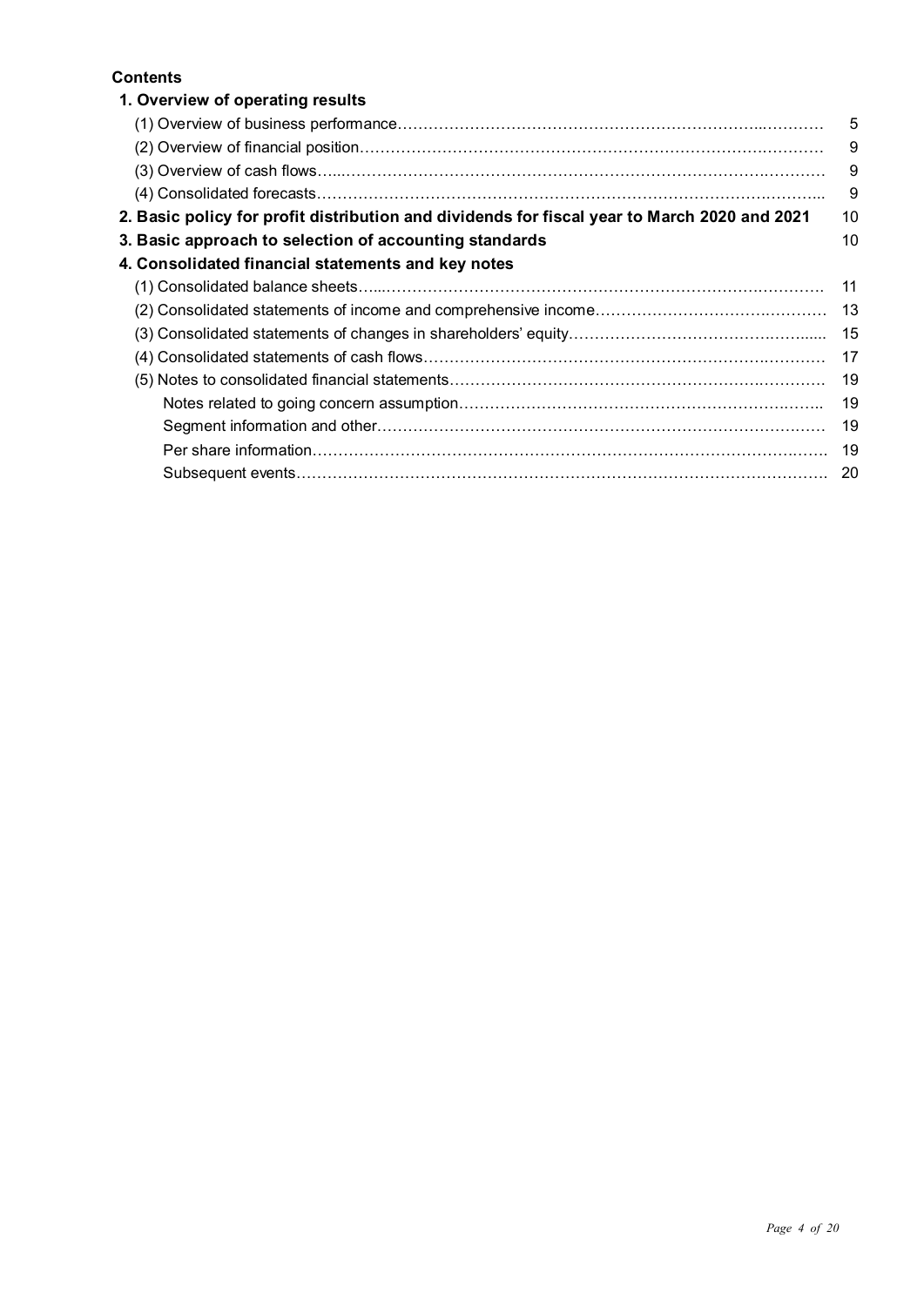## Contents

**1. Overview of operating results**

| | |
|---|---|
| (1) Overview of business performance | 5 |
| (2) Overview of financial position | 9 |
| (3) Overview of cash flows | 9 |
| (4) Consolidated forecasts | 9 |
| **2. Basic policy for profit distribution and dividends for fiscal year to March 2020 and 2021** | 10 |
| **3. Basic approach to selection of accounting standards** | 10 |
| **4. Consolidated financial statements and key notes** | |
| (1) Consolidated balance sheets | 11 |
| (2) Consolidated statements of income and comprehensive income | 13 |
| (3) Consolidated statements of changes in shareholders' equity | 15 |
| (4) Consolidated statements of cash flows | 17 |
| (5) Notes to consolidated financial statements | 19 |
| Notes related to going concern assumption | 19 |
| Segment information and other | 19 |
| Per share information | 19 |
| Subsequent events | 20 |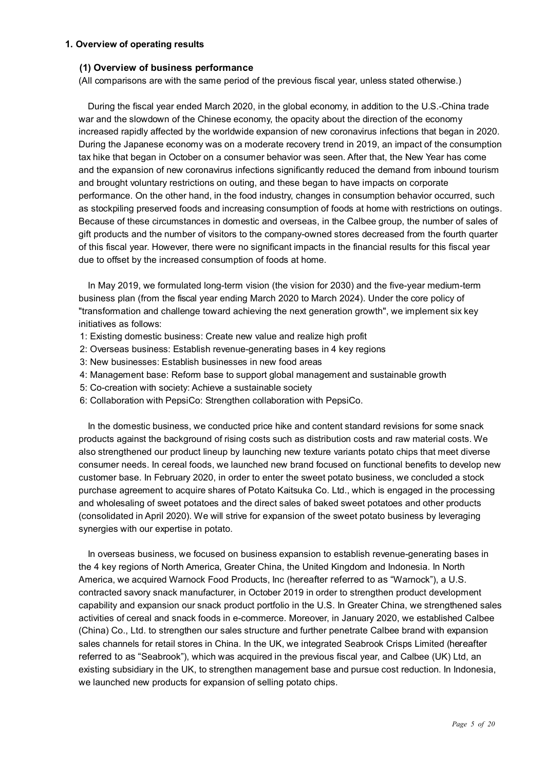## 1. Overview of operating results

### (1) Overview of business performance

(All comparisons are with the same period of the previous fiscal year, unless stated otherwise.)

During the fiscal year ended March 2020, in the global economy, in addition to the U.S.-China trade war and the slowdown of the Chinese economy, the opacity about the direction of the economy increased rapidly affected by the worldwide expansion of new coronavirus infections that began in 2020. During the Japanese economy was on a moderate recovery trend in 2019, an impact of the consumption tax hike that began in October on a consumer behavior was seen. After that, the New Year has come and the expansion of new coronavirus infections significantly reduced the demand from inbound tourism and brought voluntary restrictions on outing, and these began to have impacts on corporate performance. On the other hand, in the food industry, changes in consumption behavior occurred, such as stockpiling preserved foods and increasing consumption of foods at home with restrictions on outings. Because of these circumstances in domestic and overseas, in the Calbee group, the number of sales of gift products and the number of visitors to the company-owned stores decreased from the fourth quarter of this fiscal year. However, there were no significant impacts in the financial results for this fiscal year due to offset by the increased consumption of foods at home.

In May 2019, we formulated long-term vision (the vision for 2030) and the five-year medium-term business plan (from the fiscal year ending March 2020 to March 2024). Under the core policy of "transformation and challenge toward achieving the next generation growth", we implement six key initiatives as follows:

1: Existing domestic business: Create new value and realize high profit
2: Overseas business: Establish revenue-generating bases in 4 key regions
3: New businesses: Establish businesses in new food areas
4: Management base: Reform base to support global management and sustainable growth
5: Co-creation with society: Achieve a sustainable society
6: Collaboration with PepsiCo: Strengthen collaboration with PepsiCo.

In the domestic business, we conducted price hike and content standard revisions for some snack products against the background of rising costs such as distribution costs and raw material costs. We also strengthened our product lineup by launching new texture variants potato chips that meet diverse consumer needs. In cereal foods, we launched new brand focused on functional benefits to develop new customer base. In February 2020, in order to enter the sweet potato business, we concluded a stock purchase agreement to acquire shares of Potato Kaitsuka Co. Ltd., which is engaged in the processing and wholesaling of sweet potatoes and the direct sales of baked sweet potatoes and other products (consolidated in April 2020). We will strive for expansion of the sweet potato business by leveraging synergies with our expertise in potato.

In overseas business, we focused on business expansion to establish revenue-generating bases in the 4 key regions of North America, Greater China, the United Kingdom and Indonesia. In North America, we acquired Warnock Food Products, Inc (hereafter referred to as "Warnock"), a U.S. contracted savory snack manufacturer, in October 2019 in order to strengthen product development capability and expansion our snack product portfolio in the U.S. In Greater China, we strengthened sales activities of cereal and snack foods in e-commerce. Moreover, in January 2020, we established Calbee (China) Co., Ltd. to strengthen our sales structure and further penetrate Calbee brand with expansion sales channels for retail stores in China. In the UK, we integrated Seabrook Crisps Limited (hereafter referred to as "Seabrook"), which was acquired in the previous fiscal year, and Calbee (UK) Ltd, an existing subsidiary in the UK, to strengthen management base and pursue cost reduction. In Indonesia, we launched new products for expansion of selling potato chips.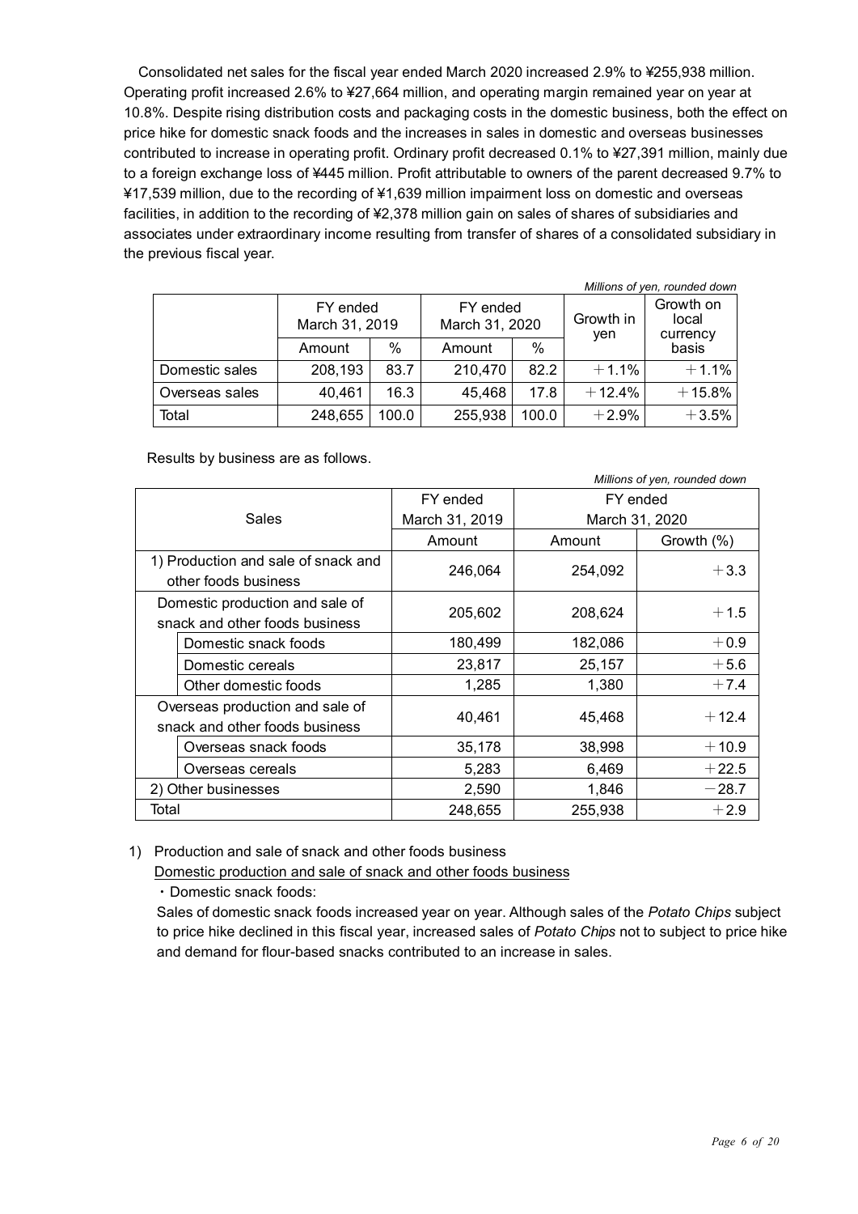Consolidated net sales for the fiscal year ended March 2020 increased 2.9% to ¥255,938 million. Operating profit increased 2.6% to ¥27,664 million, and operating margin remained year on year at 10.8%. Despite rising distribution costs and packaging costs in the domestic business, both the effect on price hike for domestic snack foods and the increases in sales in domestic and overseas businesses contributed to increase in operating profit. Ordinary profit decreased 0.1% to ¥27,391 million, mainly due to a foreign exchange loss of ¥445 million. Profit attributable to owners of the parent decreased 9.7% to ¥17,539 million, due to the recording of ¥1,639 million impairment loss on domestic and overseas facilities, in addition to the recording of ¥2,378 million gain on sales of shares of subsidiaries and associates under extraordinary income resulting from transfer of shares of a consolidated subsidiary in the previous fiscal year.

*Millions of yen, rounded down*

| | FY ended March 31, 2019 | | FY ended March 31, 2020 | | Growth in yen | Growth on local currency basis |
|---|---|---|---|---|---|---|
| | Amount | % | Amount | % | | |
| Domestic sales | 208,193 | 83.7 | 210,470 | 82.2 | ＋1.1% | ＋1.1% |
| Overseas sales | 40,461 | 16.3 | 45,468 | 17.8 | ＋12.4% | ＋15.8% |
| Total | 248,655 | 100.0 | 255,938 | 100.0 | ＋2.9% | ＋3.5% |

Results by business are as follows.

*Millions of yen, rounded down*

| Sales | FY ended March 31, 2019 | FY ended March 31, 2020 | |
|---|---|---|---|
| | Amount | Amount | Growth (%) |
| 1) Production and sale of snack and other foods business | 246,064 | 254,092 | ＋3.3 |
| Domestic production and sale of snack and other foods business | 205,602 | 208,624 | ＋1.5 |
| Domestic snack foods | 180,499 | 182,086 | ＋0.9 |
| Domestic cereals | 23,817 | 25,157 | ＋5.6 |
| Other domestic foods | 1,285 | 1,380 | ＋7.4 |
| Overseas production and sale of snack and other foods business | 40,461 | 45,468 | ＋12.4 |
| Overseas snack foods | 35,178 | 38,998 | ＋10.9 |
| Overseas cereals | 5,283 | 6,469 | ＋22.5 |
| 2) Other businesses | 2,590 | 1,846 | −28.7 |
| Total | 248,655 | 255,938 | ＋2.9 |

1) Production and sale of snack and other foods business

Domestic production and sale of snack and other foods business

・Domestic snack foods:

Sales of domestic snack foods increased year on year. Although sales of the *Potato Chips* subject to price hike declined in this fiscal year, increased sales of *Potato Chips* not to subject to price hike and demand for flour-based snacks contributed to an increase in sales.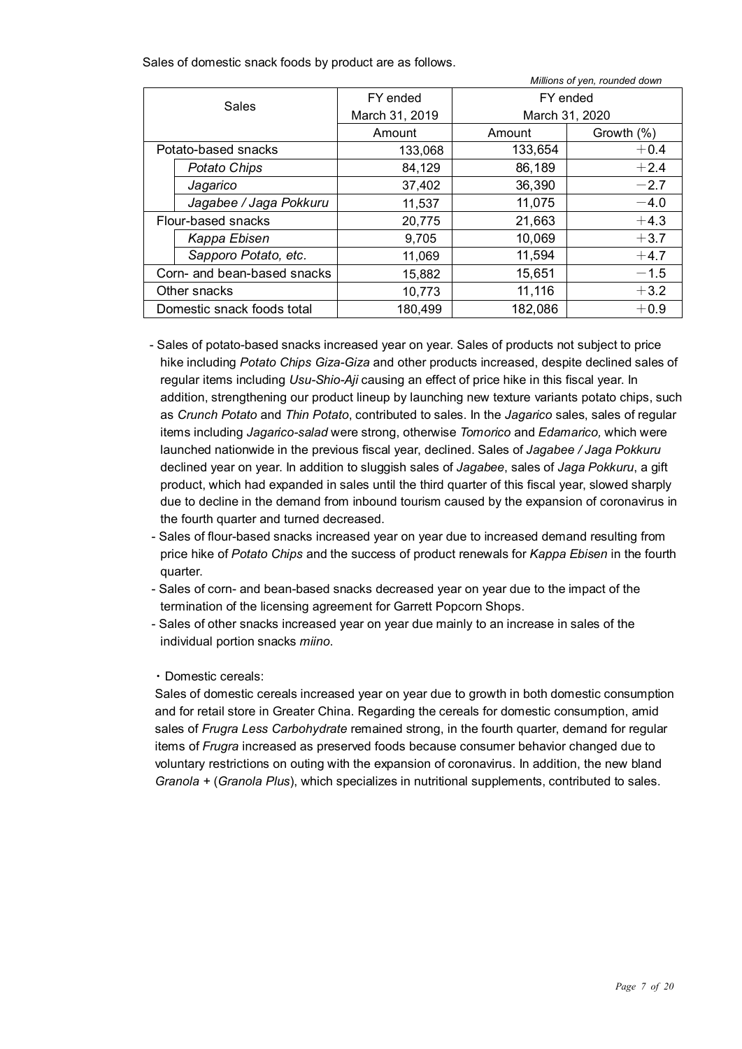Sales of domestic snack foods by product are as follows.

*Millions of yen, rounded down*

| Sales | | FY ended March 31, 2019 | FY ended March 31, 2020 | |
|---|---|---|---|---|
| | | Amount | Amount | Growth (%) |
| Potato-based snacks | | 133,068 | 133,654 | ＋0.4 |
| | *Potato Chips* | 84,129 | 86,189 | ＋2.4 |
| | *Jagarico* | 37,402 | 36,390 | －2.7 |
| | *Jagabee / Jaga Pokkuru* | 11,537 | 11,075 | －4.0 |
| Flour-based snacks | | 20,775 | 21,663 | ＋4.3 |
| | *Kappa Ebisen* | 9,705 | 10,069 | ＋3.7 |
| | *Sapporo Potato, etc.* | 11,069 | 11,594 | ＋4.7 |
| Corn- and bean-based snacks | | 15,882 | 15,651 | －1.5 |
| Other snacks | | 10,773 | 11,116 | ＋3.2 |
| Domestic snack foods total | | 180,499 | 182,086 | ＋0.9 |

- Sales of potato-based snacks increased year on year. Sales of products not subject to price hike including *Potato Chips Giza-Giza* and other products increased, despite declined sales of regular items including *Usu-Shio-Aji* causing an effect of price hike in this fiscal year. In addition, strengthening our product lineup by launching new texture variants potato chips, such as *Crunch Potato* and *Thin Potato*, contributed to sales. In the *Jagarico* sales, sales of regular items including *Jagarico-salad* were strong, otherwise *Tomorico* and *Edamarico,* which were launched nationwide in the previous fiscal year, declined. Sales of *Jagabee / Jaga Pokkuru* declined year on year. In addition to sluggish sales of *Jagabee*, sales of *Jaga Pokkuru*, a gift product, which had expanded in sales until the third quarter of this fiscal year, slowed sharply due to decline in the demand from inbound tourism caused by the expansion of coronavirus in the fourth quarter and turned decreased.
- Sales of flour-based snacks increased year on year due to increased demand resulting from price hike of *Potato Chips* and the success of product renewals for *Kappa Ebisen* in the fourth quarter.
- Sales of corn- and bean-based snacks decreased year on year due to the impact of the termination of the licensing agreement for Garrett Popcorn Shops.
- Sales of other snacks increased year on year due mainly to an increase in sales of the individual portion snacks *miino*.

・Domestic cereals:

Sales of domestic cereals increased year on year due to growth in both domestic consumption and for retail store in Greater China. Regarding the cereals for domestic consumption, amid sales of *Frugra Less Carbohydrate* remained strong, in the fourth quarter, demand for regular items of *Frugra* increased as preserved foods because consumer behavior changed due to voluntary restrictions on outing with the expansion of coronavirus. In addition, the new bland *Granola +* (*Granola Plus*), which specializes in nutritional supplements, contributed to sales.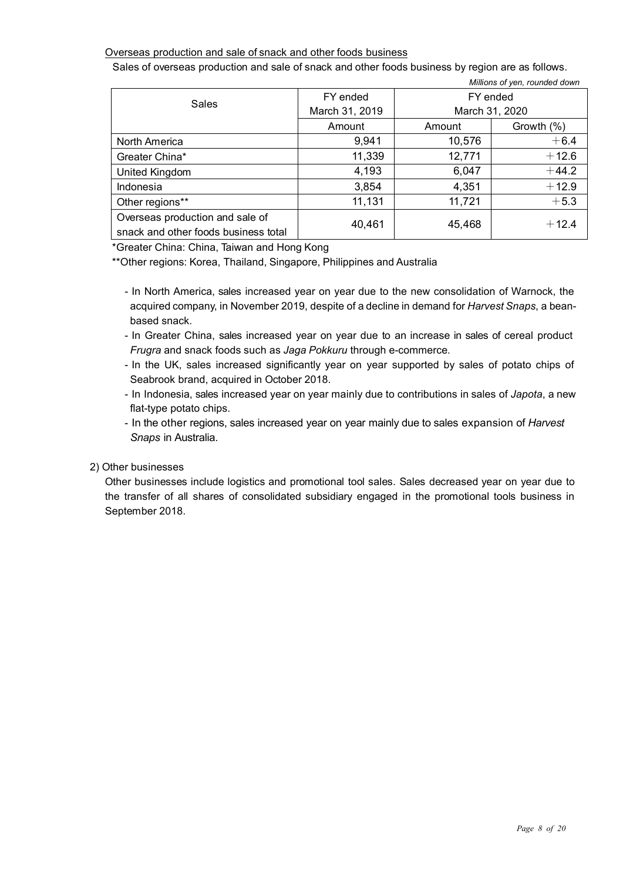Overseas production and sale of snack and other foods business

Sales of overseas production and sale of snack and other foods business by region are as follows.

*Millions of yen, rounded down*

| Sales | FY ended March 31, 2019 | FY ended March 31, 2020 | |
|---|---|---|---|
| | Amount | Amount | Growth (%) |
| North America | 9,941 | 10,576 | +6.4 |
| Greater China* | 11,339 | 12,771 | +12.6 |
| United Kingdom | 4,193 | 6,047 | +44.2 |
| Indonesia | 3,854 | 4,351 | +12.9 |
| Other regions** | 11,131 | 11,721 | +5.3 |
| Overseas production and sale of snack and other foods business total | 40,461 | 45,468 | +12.4 |

*Greater China: China, Taiwan and Hong Kong

**Other regions: Korea, Thailand, Singapore, Philippines and Australia

- In North America, sales increased year on year due to the new consolidation of Warnock, the acquired company, in November 2019, despite of a decline in demand for *Harvest Snaps*, a bean-based snack.
- In Greater China, sales increased year on year due to an increase in sales of cereal product *Frugra* and snack foods such as *Jaga Pokkuru* through e-commerce.
- In the UK, sales increased significantly year on year supported by sales of potato chips of Seabrook brand, acquired in October 2018.
- In Indonesia, sales increased year on year mainly due to contributions in sales of *Japota*, a new flat-type potato chips.
- In the other regions, sales increased year on year mainly due to sales expansion of *Harvest Snaps* in Australia.

2) Other businesses

Other businesses include logistics and promotional tool sales. Sales decreased year on year due to the transfer of all shares of consolidated subsidiary engaged in the promotional tools business in September 2018.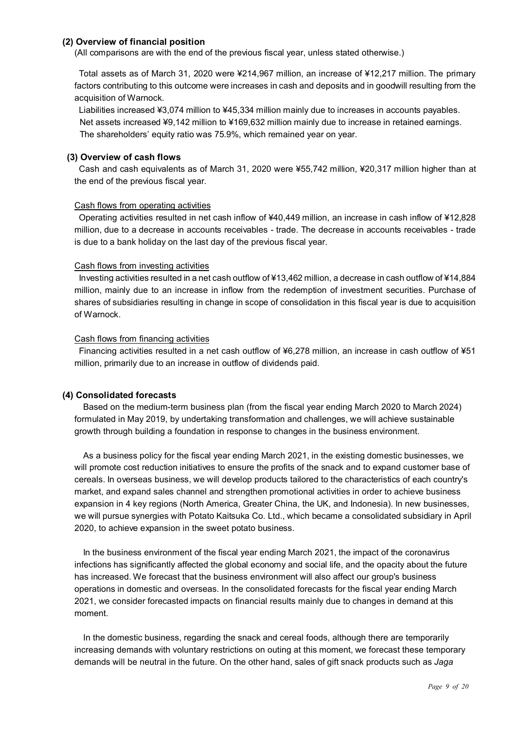### (2) Overview of financial position

(All comparisons are with the end of the previous fiscal year, unless stated otherwise.)

Total assets as of March 31, 2020 were ¥214,967 million, an increase of ¥12,217 million. The primary factors contributing to this outcome were increases in cash and deposits and in goodwill resulting from the acquisition of Warnock.

Liabilities increased ¥3,074 million to ¥45,334 million mainly due to increases in accounts payables.

Net assets increased ¥9,142 million to ¥169,632 million mainly due to increase in retained earnings.

The shareholders' equity ratio was 75.9%, which remained year on year.

### (3) Overview of cash flows

Cash and cash equivalents as of March 31, 2020 were ¥55,742 million, ¥20,317 million higher than at the end of the previous fiscal year.

Cash flows from operating activities

Operating activities resulted in net cash inflow of ¥40,449 million, an increase in cash inflow of ¥12,828 million, due to a decrease in accounts receivables - trade. The decrease in accounts receivables - trade is due to a bank holiday on the last day of the previous fiscal year.

Cash flows from investing activities

Investing activities resulted in a net cash outflow of ¥13,462 million, a decrease in cash outflow of ¥14,884 million, mainly due to an increase in inflow from the redemption of investment securities. Purchase of shares of subsidiaries resulting in change in scope of consolidation in this fiscal year is due to acquisition of Warnock.

Cash flows from financing activities

Financing activities resulted in a net cash outflow of ¥6,278 million, an increase in cash outflow of ¥51 million, primarily due to an increase in outflow of dividends paid.

### (4) Consolidated forecasts

Based on the medium-term business plan (from the fiscal year ending March 2020 to March 2024) formulated in May 2019, by undertaking transformation and challenges, we will achieve sustainable growth through building a foundation in response to changes in the business environment.

As a business policy for the fiscal year ending March 2021, in the existing domestic businesses, we will promote cost reduction initiatives to ensure the profits of the snack and to expand customer base of cereals. In overseas business, we will develop products tailored to the characteristics of each country's market, and expand sales channel and strengthen promotional activities in order to achieve business expansion in 4 key regions (North America, Greater China, the UK, and Indonesia). In new businesses, we will pursue synergies with Potato Kaitsuka Co. Ltd., which became a consolidated subsidiary in April 2020, to achieve expansion in the sweet potato business.

In the business environment of the fiscal year ending March 2021, the impact of the coronavirus infections has significantly affected the global economy and social life, and the opacity about the future has increased. We forecast that the business environment will also affect our group's business operations in domestic and overseas. In the consolidated forecasts for the fiscal year ending March 2021, we consider forecasted impacts on financial results mainly due to changes in demand at this moment.

In the domestic business, regarding the snack and cereal foods, although there are temporarily increasing demands with voluntary restrictions on outing at this moment, we forecast these temporary demands will be neutral in the future. On the other hand, sales of gift snack products such as *Jaga*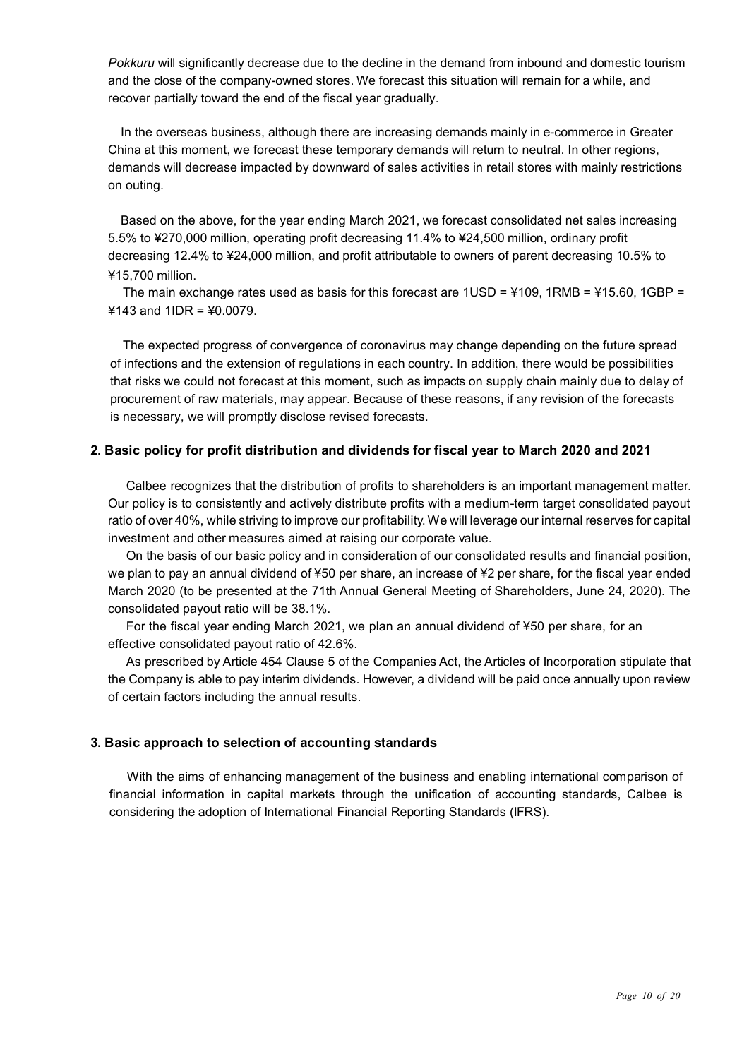*Pokkuru* will significantly decrease due to the decline in the demand from inbound and domestic tourism and the close of the company-owned stores. We forecast this situation will remain for a while, and recover partially toward the end of the fiscal year gradually.

In the overseas business, although there are increasing demands mainly in e-commerce in Greater China at this moment, we forecast these temporary demands will return to neutral. In other regions, demands will decrease impacted by downward of sales activities in retail stores with mainly restrictions on outing.

Based on the above, for the year ending March 2021, we forecast consolidated net sales increasing 5.5% to ¥270,000 million, operating profit decreasing 11.4% to ¥24,500 million, ordinary profit decreasing 12.4% to ¥24,000 million, and profit attributable to owners of parent decreasing 10.5% to ¥15,700 million.

The main exchange rates used as basis for this forecast are 1USD = ¥109, 1RMB = ¥15.60, 1GBP = ¥143 and 1IDR = ¥0.0079.

The expected progress of convergence of coronavirus may change depending on the future spread of infections and the extension of regulations in each country. In addition, there would be possibilities that risks we could not forecast at this moment, such as impacts on supply chain mainly due to delay of procurement of raw materials, may appear. Because of these reasons, if any revision of the forecasts is necessary, we will promptly disclose revised forecasts.

## 2. Basic policy for profit distribution and dividends for fiscal year to March 2020 and 2021

Calbee recognizes that the distribution of profits to shareholders is an important management matter. Our policy is to consistently and actively distribute profits with a medium-term target consolidated payout ratio of over 40%, while striving to improve our profitability. We will leverage our internal reserves for capital investment and other measures aimed at raising our corporate value.

On the basis of our basic policy and in consideration of our consolidated results and financial position, we plan to pay an annual dividend of ¥50 per share, an increase of ¥2 per share, for the fiscal year ended March 2020 (to be presented at the 71th Annual General Meeting of Shareholders, June 24, 2020). The consolidated payout ratio will be 38.1%.

For the fiscal year ending March 2021, we plan an annual dividend of ¥50 per share, for an effective consolidated payout ratio of 42.6%.

As prescribed by Article 454 Clause 5 of the Companies Act, the Articles of Incorporation stipulate that the Company is able to pay interim dividends. However, a dividend will be paid once annually upon review of certain factors including the annual results.

## 3. Basic approach to selection of accounting standards

With the aims of enhancing management of the business and enabling international comparison of financial information in capital markets through the unification of accounting standards, Calbee is considering the adoption of International Financial Reporting Standards (IFRS).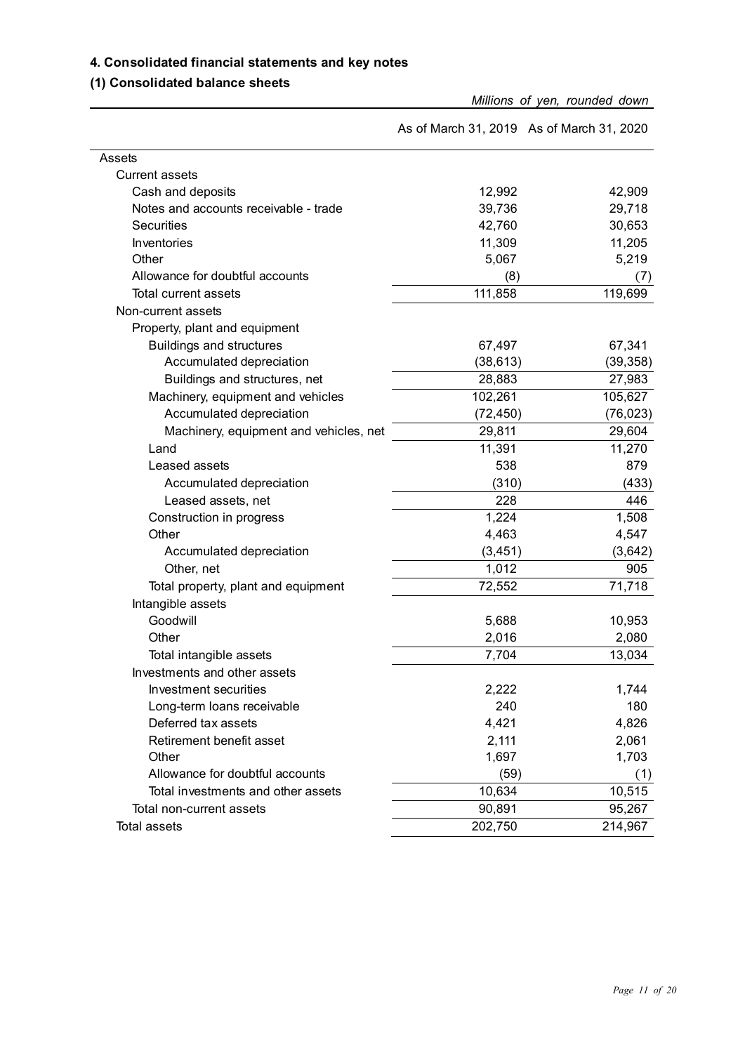## 4. Consolidated financial statements and key notes

### (1) Consolidated balance sheets

*Millions of yen, rounded down*

| | As of March 31, 2019 | As of March 31, 2020 |
|---|---|---|
| Assets | | |
| Current assets | | |
| Cash and deposits | 12,992 | 42,909 |
| Notes and accounts receivable - trade | 39,736 | 29,718 |
| Securities | 42,760 | 30,653 |
| Inventories | 11,309 | 11,205 |
| Other | 5,067 | 5,219 |
| Allowance for doubtful accounts | (8) | (7) |
| Total current assets | 111,858 | 119,699 |
| Non-current assets | | |
| Property, plant and equipment | | |
| Buildings and structures | 67,497 | 67,341 |
| Accumulated depreciation | (38,613) | (39,358) |
| Buildings and structures, net | 28,883 | 27,983 |
| Machinery, equipment and vehicles | 102,261 | 105,627 |
| Accumulated depreciation | (72,450) | (76,023) |
| Machinery, equipment and vehicles, net | 29,811 | 29,604 |
| Land | 11,391 | 11,270 |
| Leased assets | 538 | 879 |
| Accumulated depreciation | (310) | (433) |
| Leased assets, net | 228 | 446 |
| Construction in progress | 1,224 | 1,508 |
| Other | 4,463 | 4,547 |
| Accumulated depreciation | (3,451) | (3,642) |
| Other, net | 1,012 | 905 |
| Total property, plant and equipment | 72,552 | 71,718 |
| Intangible assets | | |
| Goodwill | 5,688 | 10,953 |
| Other | 2,016 | 2,080 |
| Total intangible assets | 7,704 | 13,034 |
| Investments and other assets | | |
| Investment securities | 2,222 | 1,744 |
| Long-term loans receivable | 240 | 180 |
| Deferred tax assets | 4,421 | 4,826 |
| Retirement benefit asset | 2,111 | 2,061 |
| Other | 1,697 | 1,703 |
| Allowance for doubtful accounts | (59) | (1) |
| Total investments and other assets | 10,634 | 10,515 |
| Total non-current assets | 90,891 | 95,267 |
| Total assets | 202,750 | 214,967 |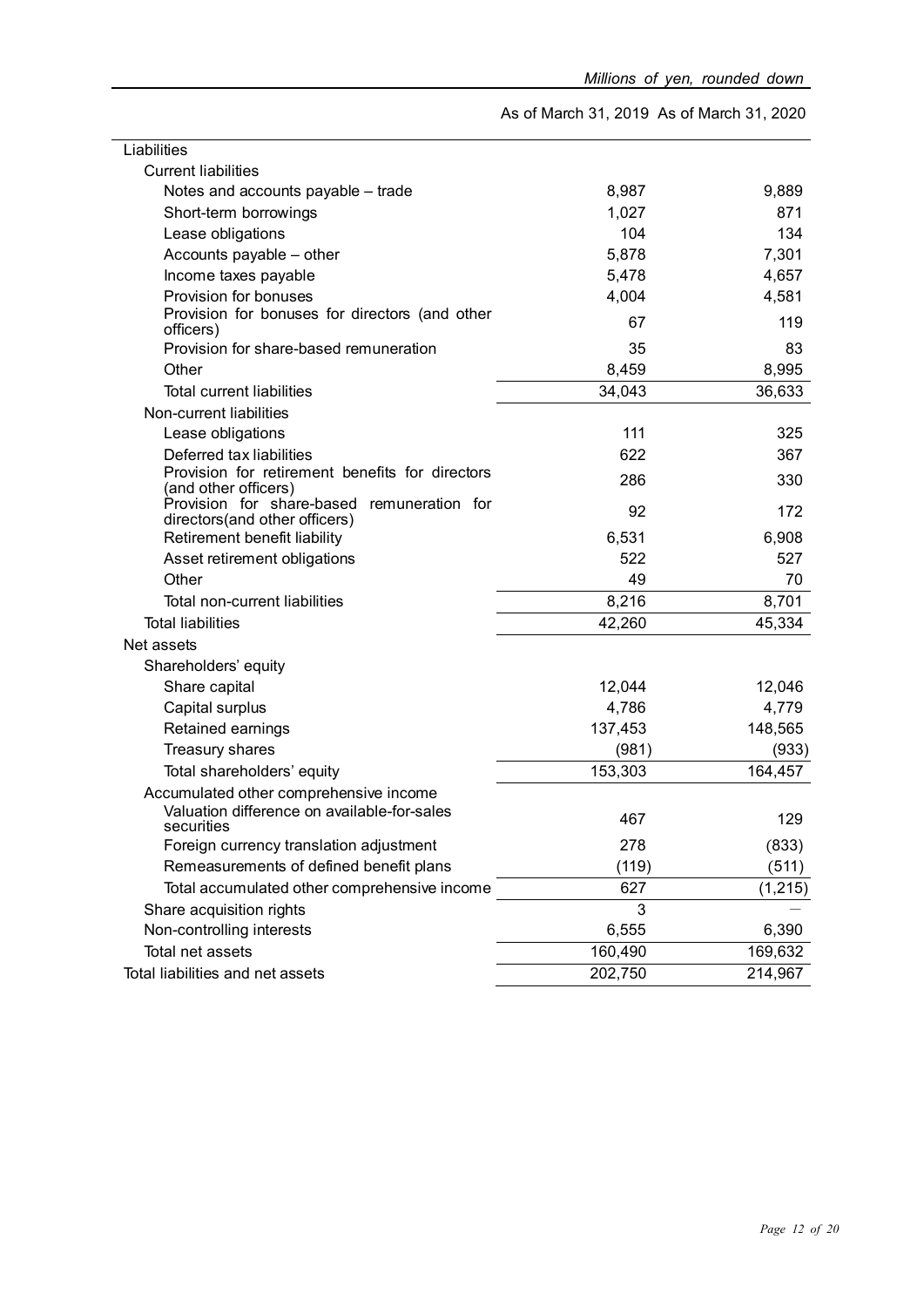*Millions of yen, rounded down*

| | As of March 31, 2019 | As of March 31, 2020 |
|---|---|---|
| Liabilities | | |
| Current liabilities | | |
| Notes and accounts payable – trade | 8,987 | 9,889 |
| Short-term borrowings | 1,027 | 871 |
| Lease obligations | 104 | 134 |
| Accounts payable – other | 5,878 | 7,301 |
| Income taxes payable | 5,478 | 4,657 |
| Provision for bonuses | 4,004 | 4,581 |
| Provision for bonuses for directors (and other officers) | 67 | 119 |
| Provision for share-based remuneration | 35 | 83 |
| Other | 8,459 | 8,995 |
| Total current liabilities | 34,043 | 36,633 |
| Non-current liabilities | | |
| Lease obligations | 111 | 325 |
| Deferred tax liabilities | 622 | 367 |
| Provision for retirement benefits for directors (and other officers) | 286 | 330 |
| Provision for share-based remuneration for directors(and other officers) | 92 | 172 |
| Retirement benefit liability | 6,531 | 6,908 |
| Asset retirement obligations | 522 | 527 |
| Other | 49 | 70 |
| Total non-current liabilities | 8,216 | 8,701 |
| Total liabilities | 42,260 | 45,334 |
| Net assets | | |
| Shareholders' equity | | |
| Share capital | 12,044 | 12,046 |
| Capital surplus | 4,786 | 4,779 |
| Retained earnings | 137,453 | 148,565 |
| Treasury shares | (981) | (933) |
| Total shareholders' equity | 153,303 | 164,457 |
| Accumulated other comprehensive income | | |
| Valuation difference on available-for-sales securities | 467 | 129 |
| Foreign currency translation adjustment | 278 | (833) |
| Remeasurements of defined benefit plans | (119) | (511) |
| Total accumulated other comprehensive income | 627 | (1,215) |
| Share acquisition rights | 3 | — |
| Non-controlling interests | 6,555 | 6,390 |
| Total net assets | 160,490 | 169,632 |
| Total liabilities and net assets | 202,750 | 214,967 |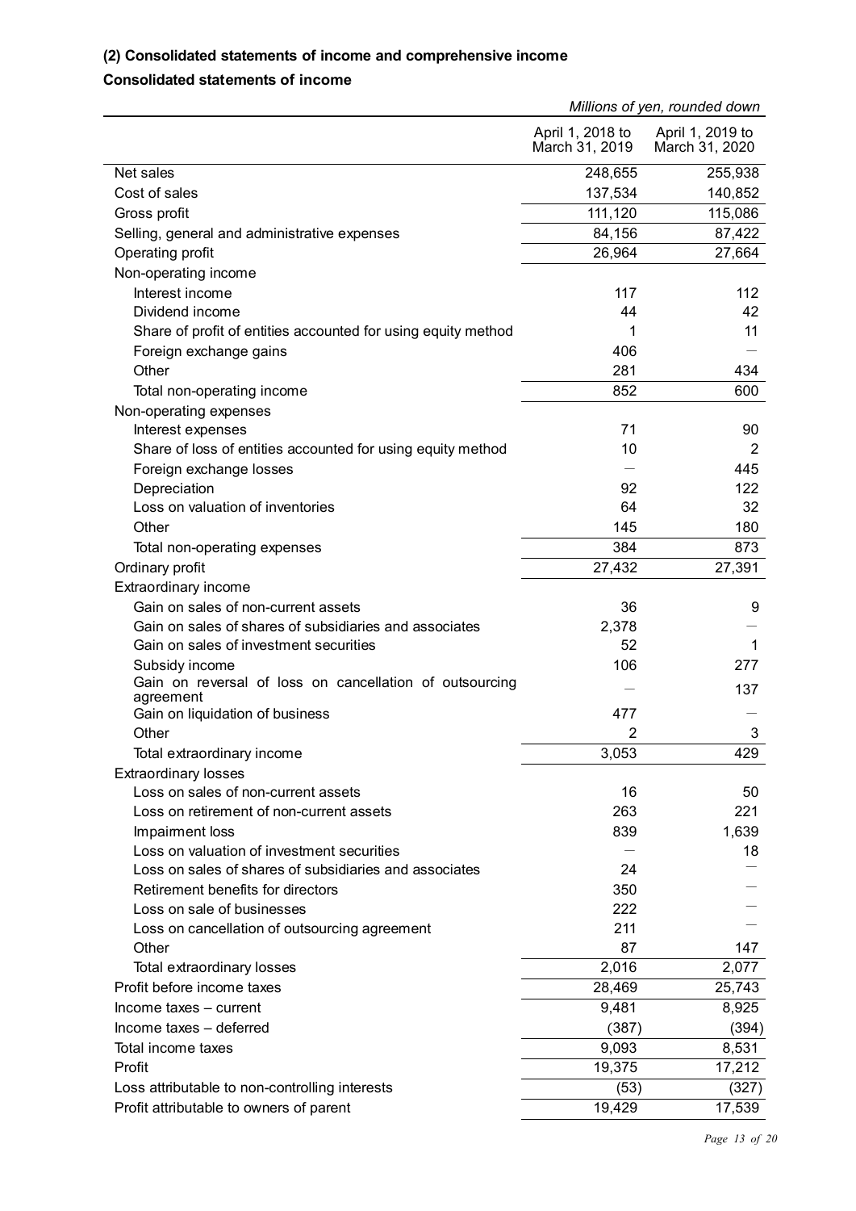### (2) Consolidated statements of income and comprehensive income

### Consolidated statements of income

*Millions of yen, rounded down*

| | April 1, 2018 to March 31, 2019 | April 1, 2019 to March 31, 2020 |
|---|---|---|
| Net sales | 248,655 | 255,938 |
| Cost of sales | 137,534 | 140,852 |
| Gross profit | 111,120 | 115,086 |
| Selling, general and administrative expenses | 84,156 | 87,422 |
| Operating profit | 26,964 | 27,664 |
| Non-operating income | | |
| Interest income | 117 | 112 |
| Dividend income | 44 | 42 |
| Share of profit of entities accounted for using equity method | 1 | 11 |
| Foreign exchange gains | 406 | — |
| Other | 281 | 434 |
| Total non-operating income | 852 | 600 |
| Non-operating expenses | | |
| Interest expenses | 71 | 90 |
| Share of loss of entities accounted for using equity method | 10 | 2 |
| Foreign exchange losses | — | 445 |
| Depreciation | 92 | 122 |
| Loss on valuation of inventories | 64 | 32 |
| Other | 145 | 180 |
| Total non-operating expenses | 384 | 873 |
| Ordinary profit | 27,432 | 27,391 |
| Extraordinary income | | |
| Gain on sales of non-current assets | 36 | 9 |
| Gain on sales of shares of subsidiaries and associates | 2,378 | — |
| Gain on sales of investment securities | 52 | 1 |
| Subsidy income | 106 | 277 |
| Gain on reversal of loss on cancellation of outsourcing agreement | — | 137 |
| Gain on liquidation of business | 477 | — |
| Other | 2 | 3 |
| Total extraordinary income | 3,053 | 429 |
| Extraordinary losses | | |
| Loss on sales of non-current assets | 16 | 50 |
| Loss on retirement of non-current assets | 263 | 221 |
| Impairment loss | 839 | 1,639 |
| Loss on valuation of investment securities | — | 18 |
| Loss on sales of shares of subsidiaries and associates | 24 | — |
| Retirement benefits for directors | 350 | — |
| Loss on sale of businesses | 222 | — |
| Loss on cancellation of outsourcing agreement | 211 | — |
| Other | 87 | 147 |
| Total extraordinary losses | 2,016 | 2,077 |
| Profit before income taxes | 28,469 | 25,743 |
| Income taxes – current | 9,481 | 8,925 |
| Income taxes – deferred | (387) | (394) |
| Total income taxes | 9,093 | 8,531 |
| Profit | 19,375 | 17,212 |
| Loss attributable to non-controlling interests | (53) | (327) |
| Profit attributable to owners of parent | 19,429 | 17,539 |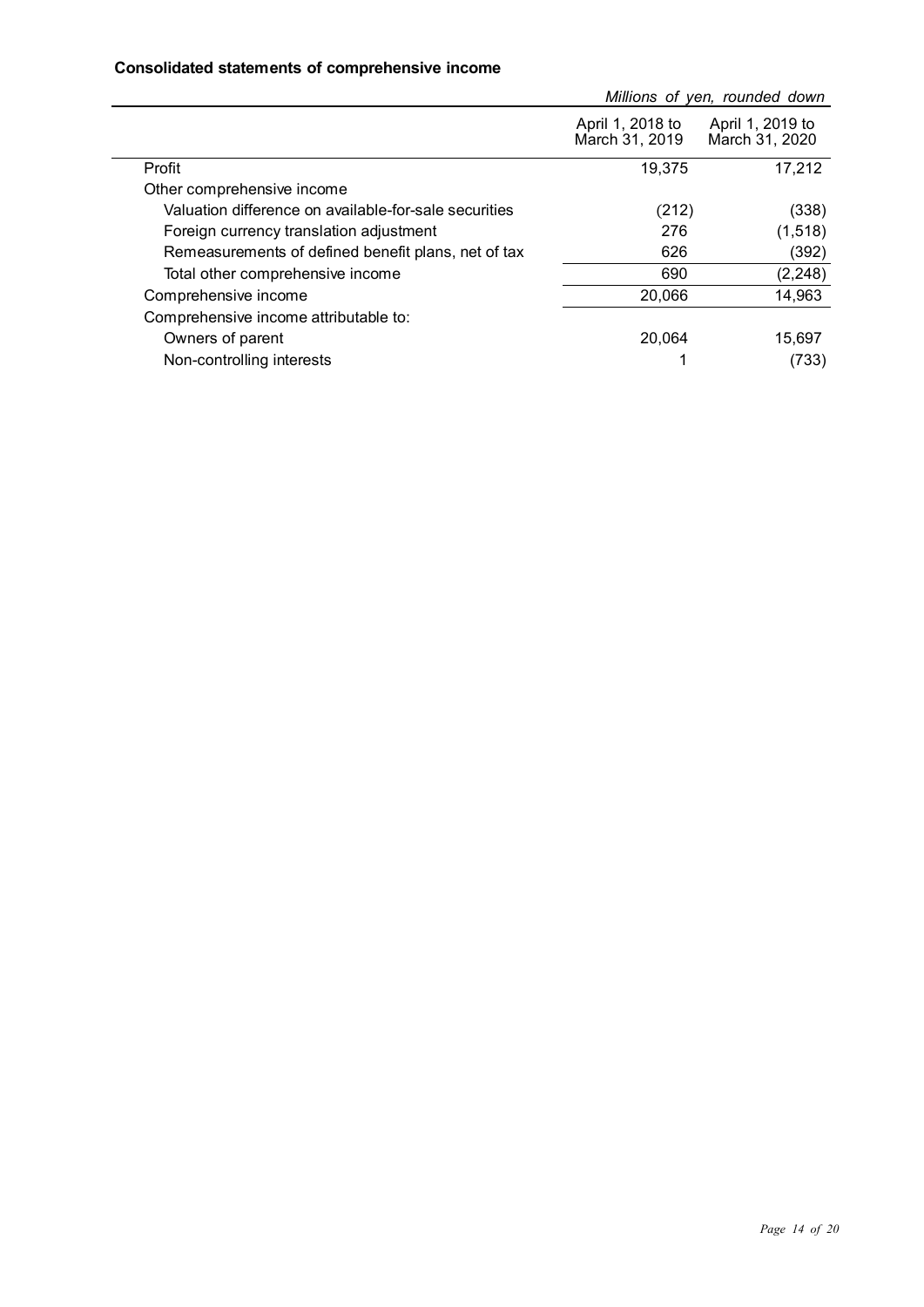**Consolidated statements of comprehensive income**

*Millions of yen, rounded down*

| | April 1, 2018 to March 31, 2019 | April 1, 2019 to March 31, 2020 |
|---|---|---|
| Profit | 19,375 | 17,212 |
| Other comprehensive income | | |
| Valuation difference on available-for-sale securities | (212) | (338) |
| Foreign currency translation adjustment | 276 | (1,518) |
| Remeasurements of defined benefit plans, net of tax | 626 | (392) |
| Total other comprehensive income | 690 | (2,248) |
| Comprehensive income | 20,066 | 14,963 |
| Comprehensive income attributable to: | | |
| Owners of parent | 20,064 | 15,697 |
| Non-controlling interests | 1 | (733) |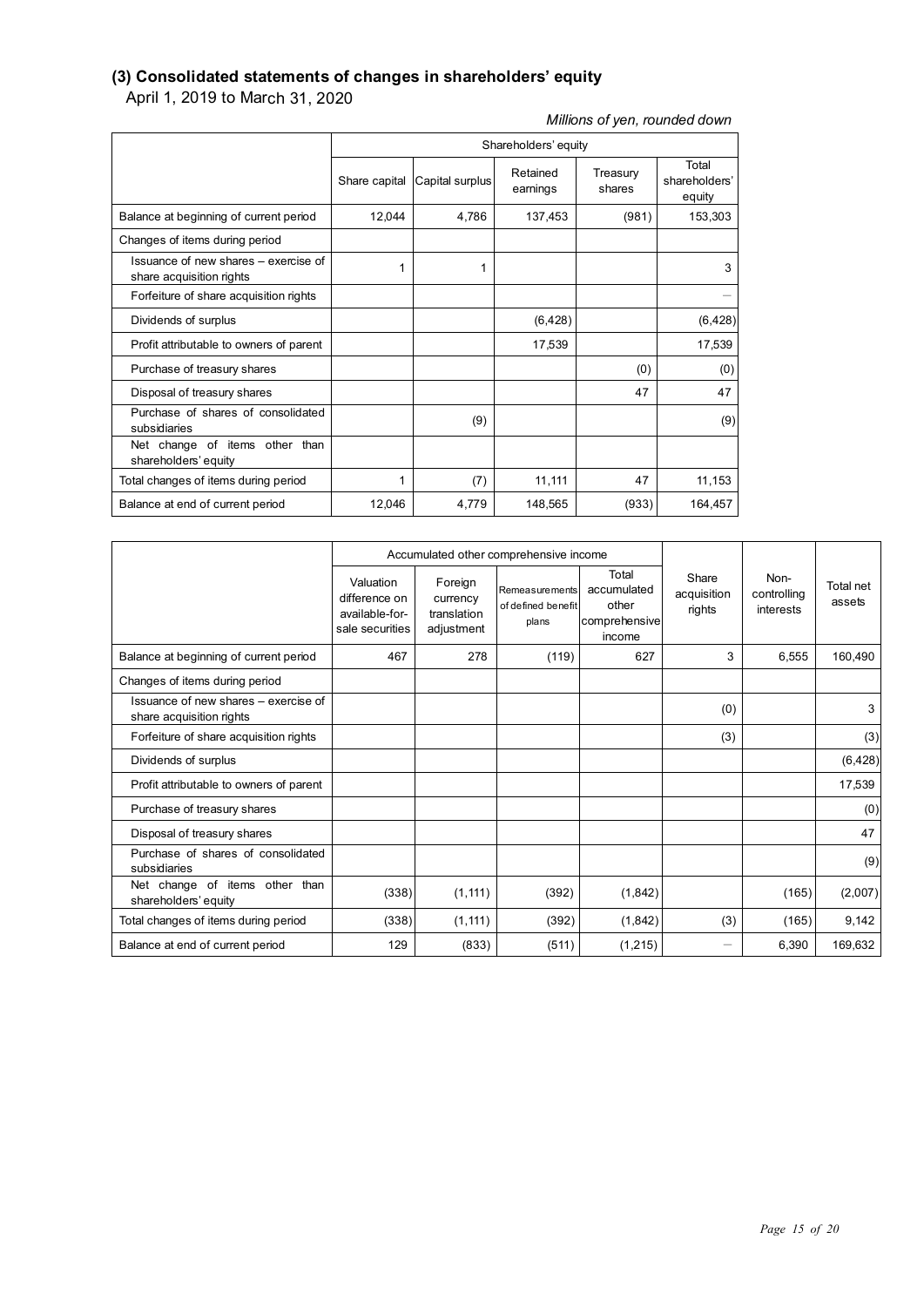### (3) Consolidated statements of changes in shareholders' equity

April 1, 2019 to March 31, 2020

*Millions of yen, rounded down*

| | Shareholders' equity | | | | |
|---|---|---|---|---|---|
| | Share capital | Capital surplus | Retained earnings | Treasury shares | Total shareholders' equity |
| Balance at beginning of current period | 12,044 | 4,786 | 137,453 | (981) | 153,303 |
| Changes of items during period | | | | | |
| Issuance of new shares – exercise of share acquisition rights | 1 | 1 | | | 3 |
| Forfeiture of share acquisition rights | | | | | – |
| Dividends of surplus | | | (6,428) | | (6,428) |
| Profit attributable to owners of parent | | | 17,539 | | 17,539 |
| Purchase of treasury shares | | | | (0) | (0) |
| Disposal of treasury shares | | | | 47 | 47 |
| Purchase of shares of consolidated subsidiaries | | (9) | | | (9) |
| Net change of items other than shareholders' equity | | | | | |
| Total changes of items during period | 1 | (7) | 11,111 | 47 | 11,153 |
| Balance at end of current period | 12,046 | 4,779 | 148,565 | (933) | 164,457 |

| | Accumulated other comprehensive income | | | | Share acquisition rights | Non-controlling interests | Total net assets |
|---|---|---|---|---|---|---|---|
| | Valuation difference on available-for-sale securities | Foreign currency translation adjustment | Remeasurements of defined benefit plans | Total accumulated other comprehensive income | | | |
| Balance at beginning of current period | 467 | 278 | (119) | 627 | 3 | 6,555 | 160,490 |
| Changes of items during period | | | | | | | |
| Issuance of new shares – exercise of share acquisition rights | | | | | (0) | | 3 |
| Forfeiture of share acquisition rights | | | | | (3) | | (3) |
| Dividends of surplus | | | | | | | (6,428) |
| Profit attributable to owners of parent | | | | | | | 17,539 |
| Purchase of treasury shares | | | | | | | (0) |
| Disposal of treasury shares | | | | | | | 47 |
| Purchase of shares of consolidated subsidiaries | | | | | | | (9) |
| Net change of items other than shareholders' equity | (338) | (1,111) | (392) | (1,842) | | (165) | (2,007) |
| Total changes of items during period | (338) | (1,111) | (392) | (1,842) | (3) | (165) | 9,142 |
| Balance at end of current period | 129 | (833) | (511) | (1,215) | – | 6,390 | 169,632 |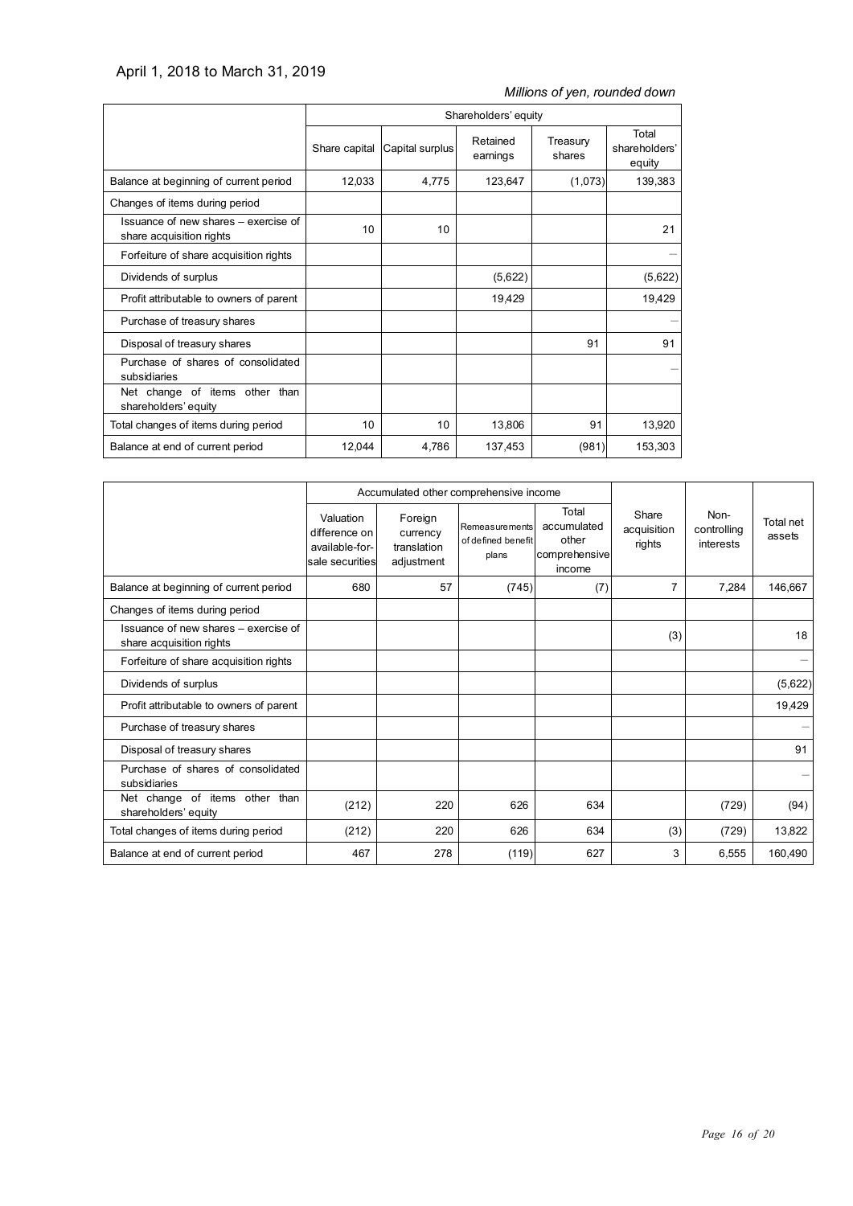April 1, 2018 to March 31, 2019

*Millions of yen, rounded down*

| | Shareholders' equity | | | | |
|---|---|---|---|---|---|
| | Share capital | Capital surplus | Retained earnings | Treasury shares | Total shareholders' equity |
| Balance at beginning of current period | 12,033 | 4,775 | 123,647 | (1,073) | 139,383 |
| Changes of items during period | | | | | |
| Issuance of new shares – exercise of share acquisition rights | 10 | 10 | | | 21 |
| Forfeiture of share acquisition rights | | | | | – |
| Dividends of surplus | | | (5,622) | | (5,622) |
| Profit attributable to owners of parent | | | 19,429 | | 19,429 |
| Purchase of treasury shares | | | | | – |
| Disposal of treasury shares | | | | 91 | 91 |
| Purchase of shares of consolidated subsidiaries | | | | | – |
| Net change of items other than shareholders' equity | | | | | |
| Total changes of items during period | 10 | 10 | 13,806 | 91 | 13,920 |
| Balance at end of current period | 12,044 | 4,786 | 137,453 | (981) | 153,303 |

| | Accumulated other comprehensive income | | | | Share acquisition rights | Non-controlling interests | Total net assets |
|---|---|---|---|---|---|---|---|
| | Valuation difference on available-for-sale securities | Foreign currency translation adjustment | Remeasurements of defined benefit plans | Total accumulated other comprehensive income | | | |
| Balance at beginning of current period | 680 | 57 | (745) | (7) | 7 | 7,284 | 146,667 |
| Changes of items during period | | | | | | | |
| Issuance of new shares – exercise of share acquisition rights | | | | | (3) | | 18 |
| Forfeiture of share acquisition rights | | | | | | | – |
| Dividends of surplus | | | | | | | (5,622) |
| Profit attributable to owners of parent | | | | | | | 19,429 |
| Purchase of treasury shares | | | | | | | – |
| Disposal of treasury shares | | | | | | | 91 |
| Purchase of shares of consolidated subsidiaries | | | | | | | – |
| Net change of items other than shareholders' equity | (212) | 220 | 626 | 634 | | (729) | (94) |
| Total changes of items during period | (212) | 220 | 626 | 634 | (3) | (729) | 13,822 |
| Balance at end of current period | 467 | 278 | (119) | 627 | 3 | 6,555 | 160,490 |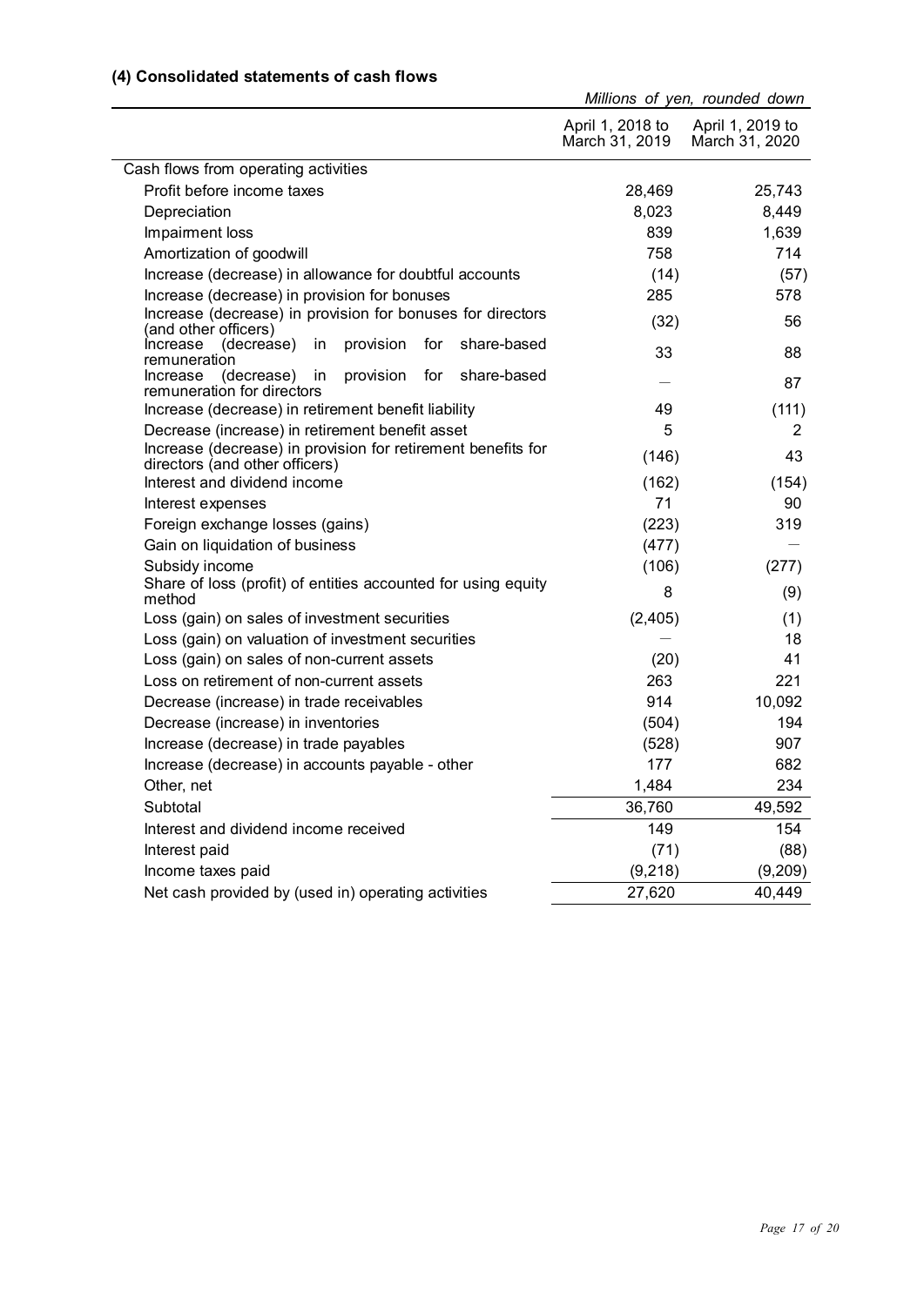### (4) Consolidated statements of cash flows

*Millions of yen, rounded down*

| | April 1, 2018 to March 31, 2019 | April 1, 2019 to March 31, 2020 |
|---|---|---|
| Cash flows from operating activities | | |
| Profit before income taxes | 28,469 | 25,743 |
| Depreciation | 8,023 | 8,449 |
| Impairment loss | 839 | 1,639 |
| Amortization of goodwill | 758 | 714 |
| Increase (decrease) in allowance for doubtful accounts | (14) | (57) |
| Increase (decrease) in provision for bonuses | 285 | 578 |
| Increase (decrease) in provision for bonuses for directors (and other officers) | (32) | 56 |
| Increase (decrease) in provision for share-based remuneration | 33 | 88 |
| Increase (decrease) in provision for share-based remuneration for directors | — | 87 |
| Increase (decrease) in retirement benefit liability | 49 | (111) |
| Decrease (increase) in retirement benefit asset | 5 | 2 |
| Increase (decrease) in provision for retirement benefits for directors (and other officers) | (146) | 43 |
| Interest and dividend income | (162) | (154) |
| Interest expenses | 71 | 90 |
| Foreign exchange losses (gains) | (223) | 319 |
| Gain on liquidation of business | (477) | — |
| Subsidy income | (106) | (277) |
| Share of loss (profit) of entities accounted for using equity method | 8 | (9) |
| Loss (gain) on sales of investment securities | (2,405) | (1) |
| Loss (gain) on valuation of investment securities | — | 18 |
| Loss (gain) on sales of non-current assets | (20) | 41 |
| Loss on retirement of non-current assets | 263 | 221 |
| Decrease (increase) in trade receivables | 914 | 10,092 |
| Decrease (increase) in inventories | (504) | 194 |
| Increase (decrease) in trade payables | (528) | 907 |
| Increase (decrease) in accounts payable - other | 177 | 682 |
| Other, net | 1,484 | 234 |
| Subtotal | 36,760 | 49,592 |
| Interest and dividend income received | 149 | 154 |
| Interest paid | (71) | (88) |
| Income taxes paid | (9,218) | (9,209) |
| Net cash provided by (used in) operating activities | 27,620 | 40,449 |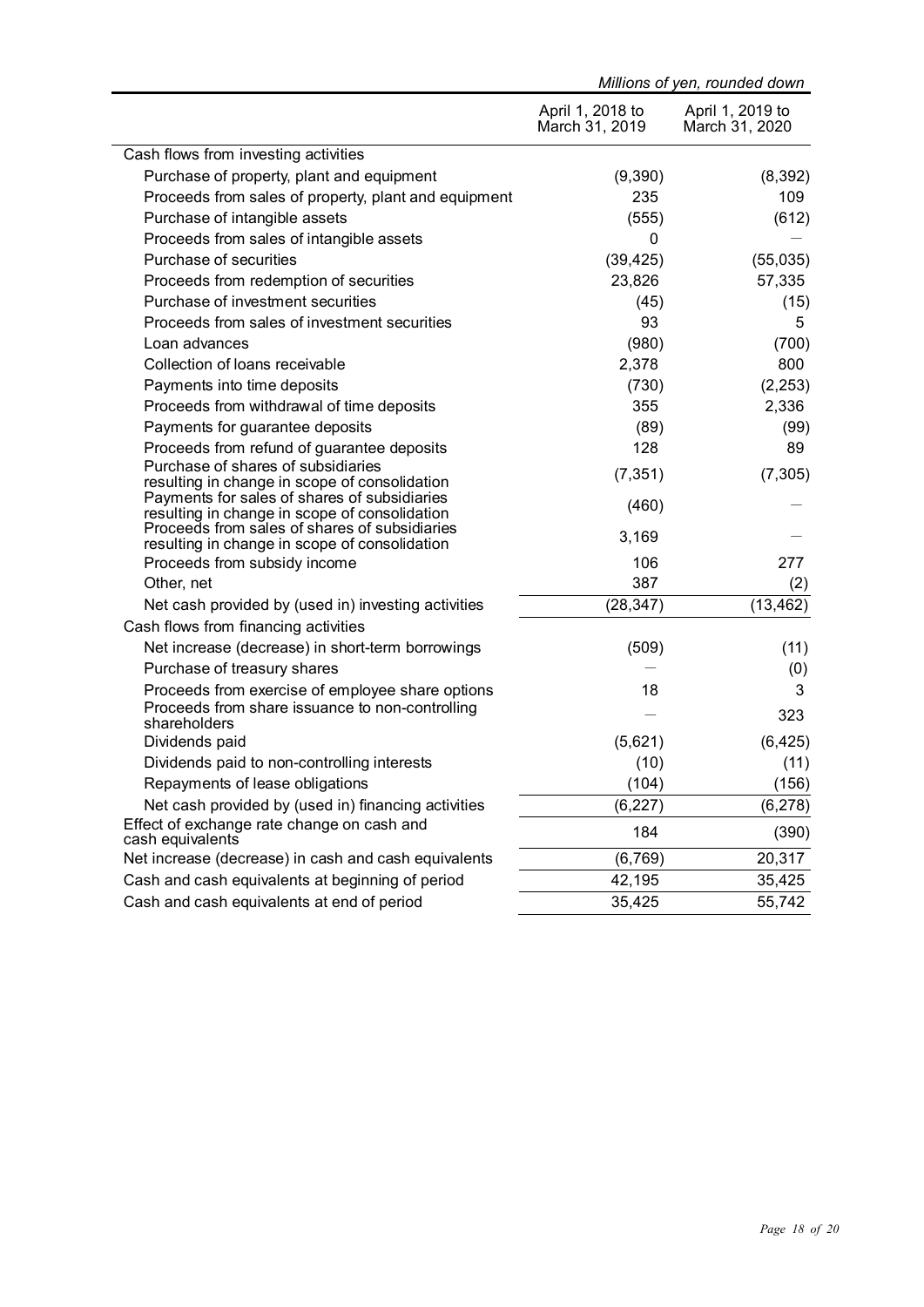*Millions of yen, rounded down*

| | April 1, 2018 to March 31, 2019 | April 1, 2019 to March 31, 2020 |
|---|---|---|
| Cash flows from investing activities | | |
| Purchase of property, plant and equipment | (9,390) | (8,392) |
| Proceeds from sales of property, plant and equipment | 235 | 109 |
| Purchase of intangible assets | (555) | (612) |
| Proceeds from sales of intangible assets | 0 | — |
| Purchase of securities | (39,425) | (55,035) |
| Proceeds from redemption of securities | 23,826 | 57,335 |
| Purchase of investment securities | (45) | (15) |
| Proceeds from sales of investment securities | 93 | 5 |
| Loan advances | (980) | (700) |
| Collection of loans receivable | 2,378 | 800 |
| Payments into time deposits | (730) | (2,253) |
| Proceeds from withdrawal of time deposits | 355 | 2,336 |
| Payments for guarantee deposits | (89) | (99) |
| Proceeds from refund of guarantee deposits | 128 | 89 |
| Purchase of shares of subsidiaries resulting in change in scope of consolidation | (7,351) | (7,305) |
| Payments for sales of shares of subsidiaries resulting in change in scope of consolidation | (460) | — |
| Proceeds from sales of shares of subsidiaries resulting in change in scope of consolidation | 3,169 | — |
| Proceeds from subsidy income | 106 | 277 |
| Other, net | 387 | (2) |
| Net cash provided by (used in) investing activities | (28,347) | (13,462) |
| Cash flows from financing activities | | |
| Net increase (decrease) in short-term borrowings | (509) | (11) |
| Purchase of treasury shares | — | (0) |
| Proceeds from exercise of employee share options | 18 | 3 |
| Proceeds from share issuance to non-controlling shareholders | — | 323 |
| Dividends paid | (5,621) | (6,425) |
| Dividends paid to non-controlling interests | (10) | (11) |
| Repayments of lease obligations | (104) | (156) |
| Net cash provided by (used in) financing activities | (6,227) | (6,278) |
| Effect of exchange rate change on cash and cash equivalents | 184 | (390) |
| Net increase (decrease) in cash and cash equivalents | (6,769) | 20,317 |
| Cash and cash equivalents at beginning of period | 42,195 | 35,425 |
| Cash and cash equivalents at end of period | 35,425 | 55,742 |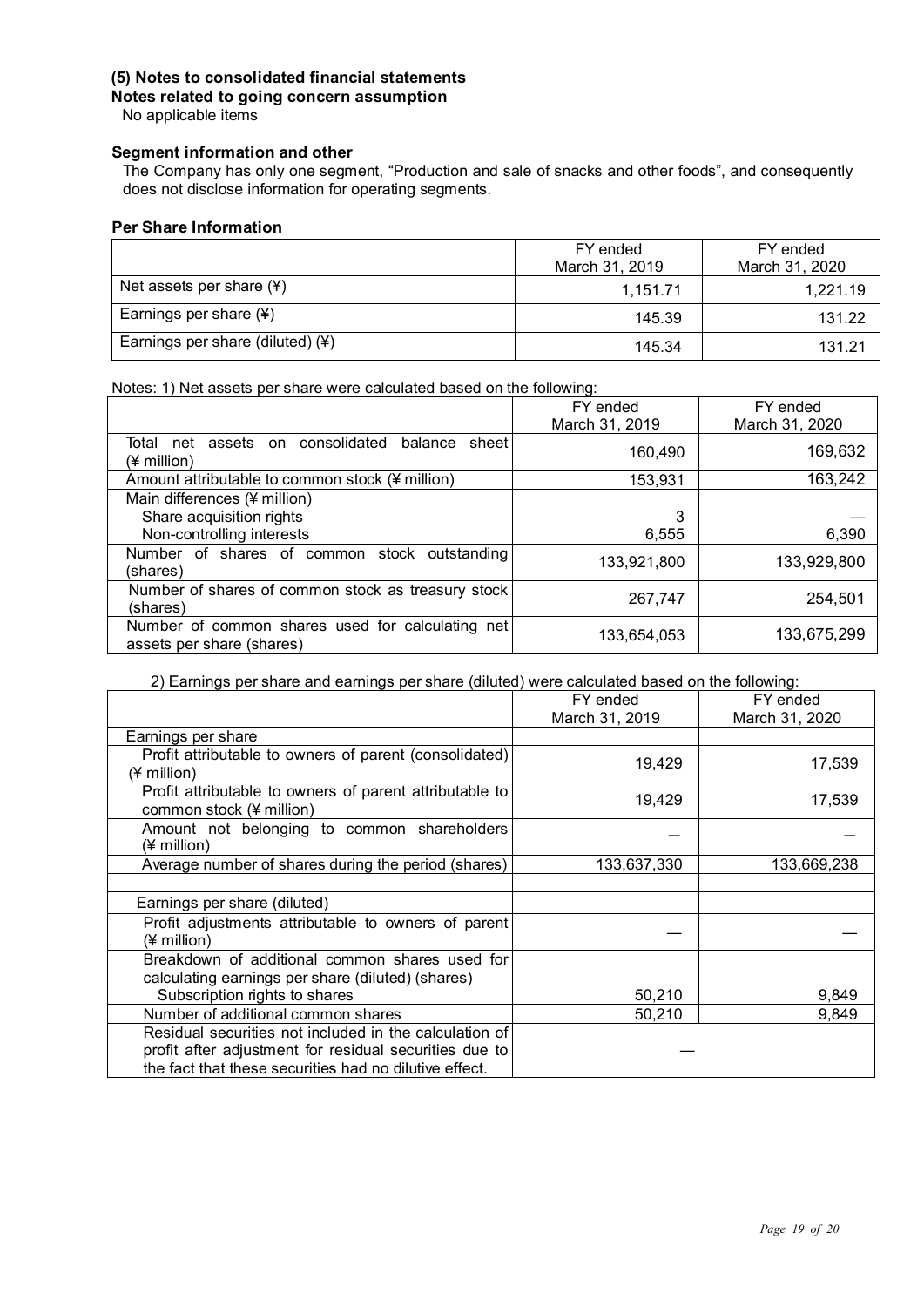### (5) Notes to consolidated financial statements

**Notes related to going concern assumption**

No applicable items

**Segment information and other**

The Company has only one segment, "Production and sale of snacks and other foods", and consequently does not disclose information for operating segments.

**Per Share Information**

| | FY ended March 31, 2019 | FY ended March 31, 2020 |
|---|---|---|
| Net assets per share (¥) | 1,151.71 | 1,221.19 |
| Earnings per share (¥) | 145.39 | 131.22 |
| Earnings per share (diluted) (¥) | 145.34 | 131.21 |

Notes: 1) Net assets per share were calculated based on the following:

| | FY ended March 31, 2019 | FY ended March 31, 2020 |
|---|---|---|
| Total net assets on consolidated balance sheet (¥ million) | 160,490 | 169,632 |
| Amount attributable to common stock (¥ million) | 153,931 | 163,242 |
| Main differences (¥ million) | | |
| Share acquisition rights | 3 | — |
| Non-controlling interests | 6,555 | 6,390 |
| Number of shares of common stock outstanding (shares) | 133,921,800 | 133,929,800 |
| Number of shares of common stock as treasury stock (shares) | 267,747 | 254,501 |
| Number of common shares used for calculating net assets per share (shares) | 133,654,053 | 133,675,299 |

2) Earnings per share and earnings per share (diluted) were calculated based on the following:

| | FY ended March 31, 2019 | FY ended March 31, 2020 |
|---|---|---|
| Earnings per share | | |
| Profit attributable to owners of parent (consolidated) (¥ million) | 19,429 | 17,539 |
| Profit attributable to owners of parent attributable to common stock (¥ million) | 19,429 | 17,539 |
| Amount not belonging to common shareholders (¥ million) | — | — |
| Average number of shares during the period (shares) | 133,637,330 | 133,669,238 |
| | | |
| Earnings per share (diluted) | | |
| Profit adjustments attributable to owners of parent (¥ million) | — | — |
| Breakdown of additional common shares used for calculating earnings per share (diluted) (shares) | | |
| Subscription rights to shares | 50,210 | 9,849 |
| Number of additional common shares | 50,210 | 9,849 |
| Residual securities not included in the calculation of profit after adjustment for residual securities due to the fact that these securities had no dilutive effect. | — | |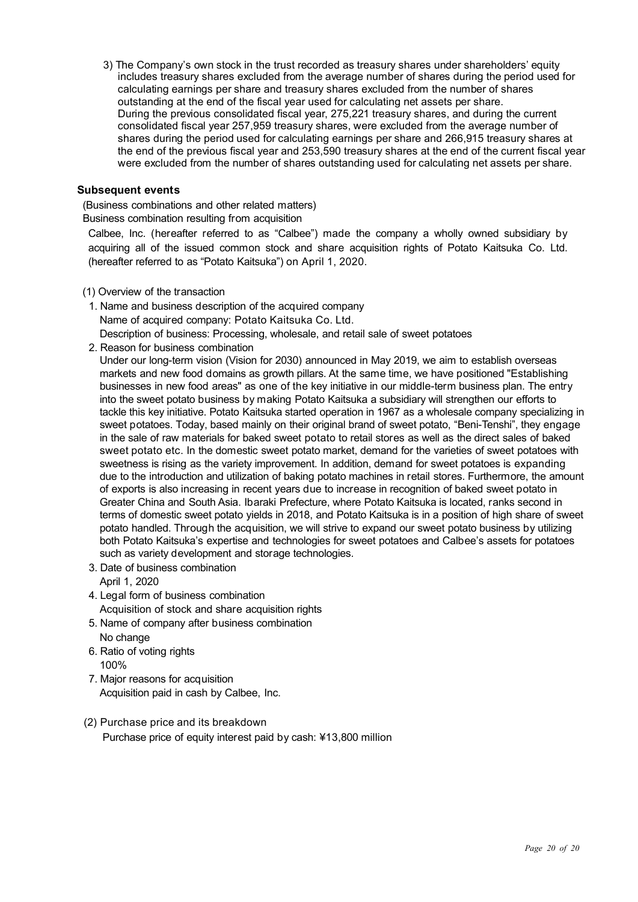3) The Company's own stock in the trust recorded as treasury shares under shareholders' equity includes treasury shares excluded from the average number of shares during the period used for calculating earnings per share and treasury shares excluded from the number of shares outstanding at the end of the fiscal year used for calculating net assets per share.
During the previous consolidated fiscal year, 275,221 treasury shares, and during the current consolidated fiscal year 257,959 treasury shares, were excluded from the average number of shares during the period used for calculating earnings per share and 266,915 treasury shares at the end of the previous fiscal year and 253,590 treasury shares at the end of the current fiscal year were excluded from the number of shares outstanding used for calculating net assets per share.

## Subsequent events

(Business combinations and other related matters)

Business combination resulting from acquisition

Calbee, Inc. (hereafter referred to as "Calbee") made the company a wholly owned subsidiary by acquiring all of the issued common stock and share acquisition rights of Potato Kaitsuka Co. Ltd. (hereafter referred to as "Potato Kaitsuka") on April 1, 2020.

(1) Overview of the transaction

1. Name and business description of the acquired company
   Name of acquired company: Potato Kaitsuka Co. Ltd.
   Description of business: Processing, wholesale, and retail sale of sweet potatoes
2. Reason for business combination
   Under our long-term vision (Vision for 2030) announced in May 2019, we aim to establish overseas markets and new food domains as growth pillars. At the same time, we have positioned "Establishing businesses in new food areas" as one of the key initiative in our middle-term business plan. The entry into the sweet potato business by making Potato Kaitsuka a subsidiary will strengthen our efforts to tackle this key initiative. Potato Kaitsuka started operation in 1967 as a wholesale company specializing in sweet potatoes. Today, based mainly on their original brand of sweet potato, "Beni-Tenshi", they engage in the sale of raw materials for baked sweet potato to retail stores as well as the direct sales of baked sweet potato etc. In the domestic sweet potato market, demand for the varieties of sweet potatoes with sweetness is rising as the variety improvement. In addition, demand for sweet potatoes is expanding due to the introduction and utilization of baking potato machines in retail stores. Furthermore, the amount of exports is also increasing in recent years due to increase in recognition of baked sweet potato in Greater China and South Asia. Ibaraki Prefecture, where Potato Kaitsuka is located, ranks second in terms of domestic sweet potato yields in 2018, and Potato Kaitsuka is in a position of high share of sweet potato handled. Through the acquisition, we will strive to expand our sweet potato business by utilizing both Potato Kaitsuka's expertise and technologies for sweet potatoes and Calbee's assets for potatoes such as variety development and storage technologies.
3. Date of business combination
   April 1, 2020
4. Legal form of business combination
   Acquisition of stock and share acquisition rights
5. Name of company after business combination
   No change
6. Ratio of voting rights
   100%
7. Major reasons for acquisition
   Acquisition paid in cash by Calbee, Inc.

(2) Purchase price and its breakdown

Purchase price of equity interest paid by cash: ¥13,800 million